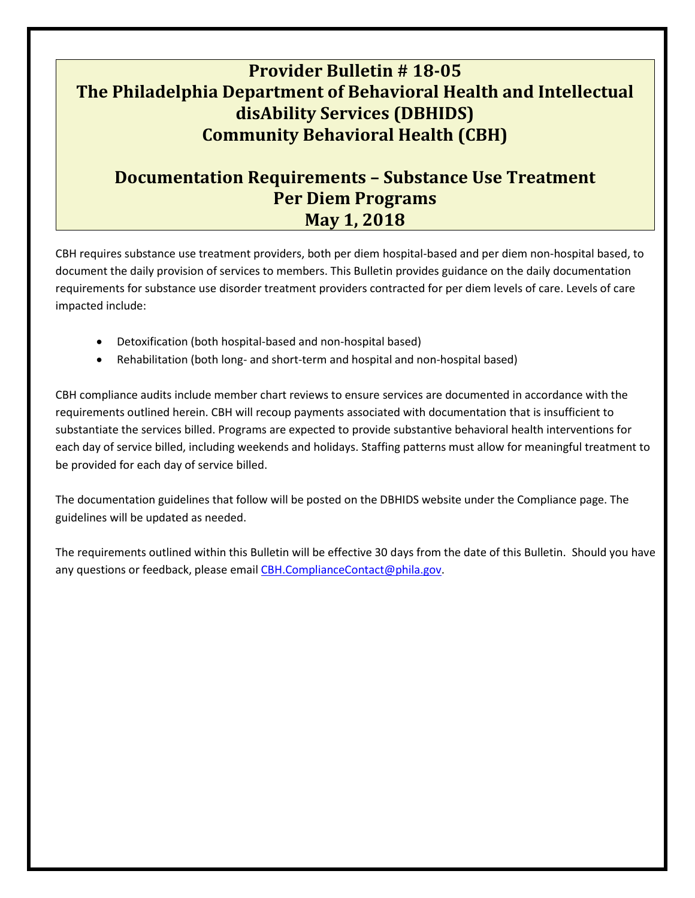# Provider Bulletin # 18-05
# The Philadelphia Department of Behavioral Health and Intellectual disAbility Services (DBHIDS)
# Community Behavioral Health (CBH)

## Documentation Requirements – Substance Use Treatment Per Diem Programs
## May 1, 2018

CBH requires substance use treatment providers, both per diem hospital-based and per diem non-hospital based, to document the daily provision of services to members. This Bulletin provides guidance on the daily documentation requirements for substance use disorder treatment providers contracted for per diem levels of care. Levels of care impacted include:

- Detoxification (both hospital-based and non-hospital based)
- Rehabilitation (both long- and short-term and hospital and non-hospital based)

CBH compliance audits include member chart reviews to ensure services are documented in accordance with the requirements outlined herein. CBH will recoup payments associated with documentation that is insufficient to substantiate the services billed. Programs are expected to provide substantive behavioral health interventions for each day of service billed, including weekends and holidays. Staffing patterns must allow for meaningful treatment to be provided for each day of service billed.

The documentation guidelines that follow will be posted on the DBHIDS website under the Compliance page. The guidelines will be updated as needed.

The requirements outlined within this Bulletin will be effective 30 days from the date of this Bulletin. Should you have any questions or feedback, please email CBH.ComplianceContact@phila.gov.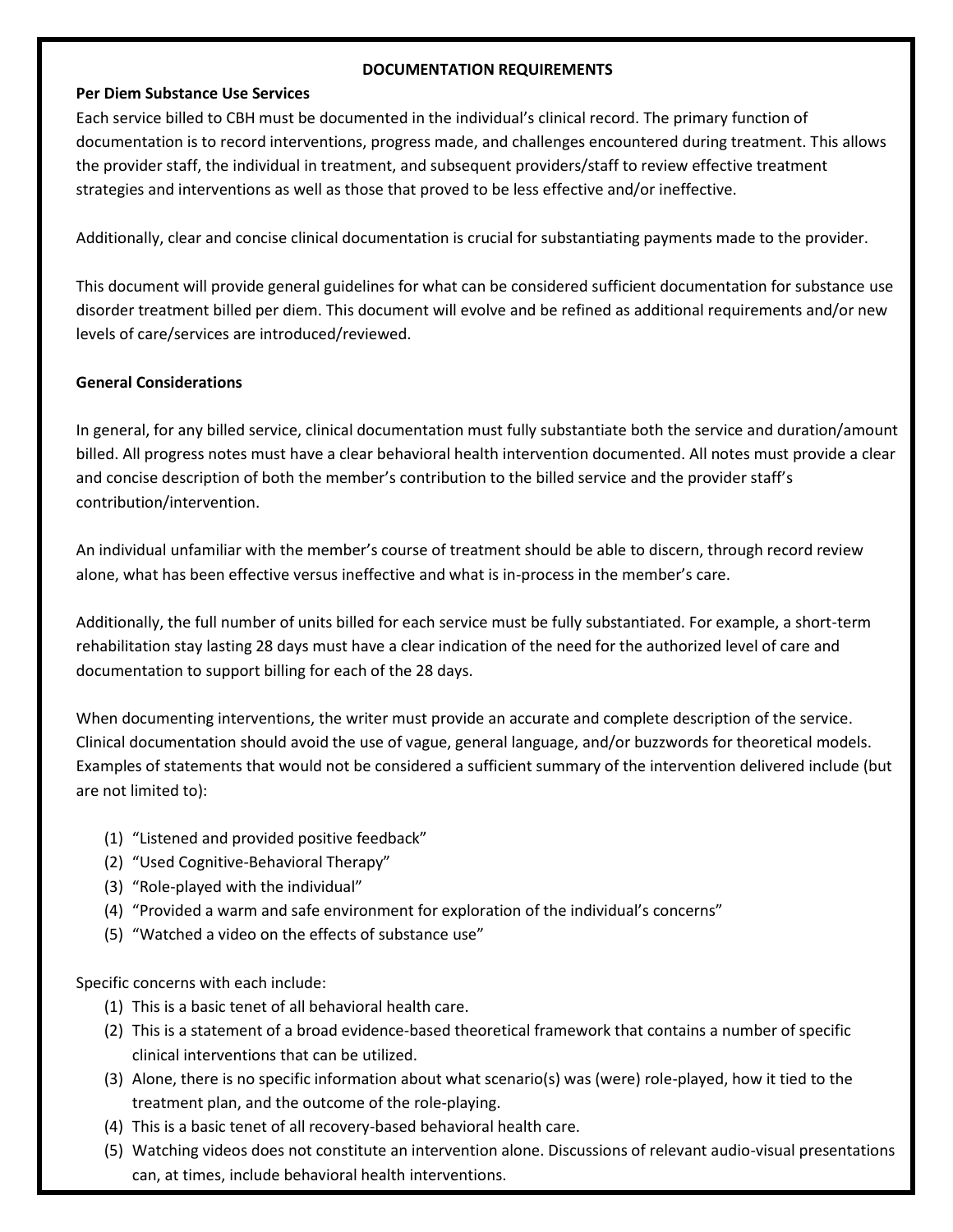# DOCUMENTATION REQUIREMENTS

## Per Diem Substance Use Services

Each service billed to CBH must be documented in the individual's clinical record. The primary function of documentation is to record interventions, progress made, and challenges encountered during treatment. This allows the provider staff, the individual in treatment, and subsequent providers/staff to review effective treatment strategies and interventions as well as those that proved to be less effective and/or ineffective.

Additionally, clear and concise clinical documentation is crucial for substantiating payments made to the provider.

This document will provide general guidelines for what can be considered sufficient documentation for substance use disorder treatment billed per diem. This document will evolve and be refined as additional requirements and/or new levels of care/services are introduced/reviewed.

## General Considerations

In general, for any billed service, clinical documentation must fully substantiate both the service and duration/amount billed. All progress notes must have a clear behavioral health intervention documented. All notes must provide a clear and concise description of both the member's contribution to the billed service and the provider staff's contribution/intervention.

An individual unfamiliar with the member's course of treatment should be able to discern, through record review alone, what has been effective versus ineffective and what is in-process in the member's care.

Additionally, the full number of units billed for each service must be fully substantiated. For example, a short-term rehabilitation stay lasting 28 days must have a clear indication of the need for the authorized level of care and documentation to support billing for each of the 28 days.

When documenting interventions, the writer must provide an accurate and complete description of the service. Clinical documentation should avoid the use of vague, general language, and/or buzzwords for theoretical models. Examples of statements that would not be considered a sufficient summary of the intervention delivered include (but are not limited to):

(1) "Listened and provided positive feedback"
(2) "Used Cognitive-Behavioral Therapy"
(3) "Role-played with the individual"
(4) "Provided a warm and safe environment for exploration of the individual's concerns"
(5) "Watched a video on the effects of substance use"

Specific concerns with each include:

(1) This is a basic tenet of all behavioral health care.
(2) This is a statement of a broad evidence-based theoretical framework that contains a number of specific clinical interventions that can be utilized.
(3) Alone, there is no specific information about what scenario(s) was (were) role-played, how it tied to the treatment plan, and the outcome of the role-playing.
(4) This is a basic tenet of all recovery-based behavioral health care.
(5) Watching videos does not constitute an intervention alone. Discussions of relevant audio-visual presentations can, at times, include behavioral health interventions.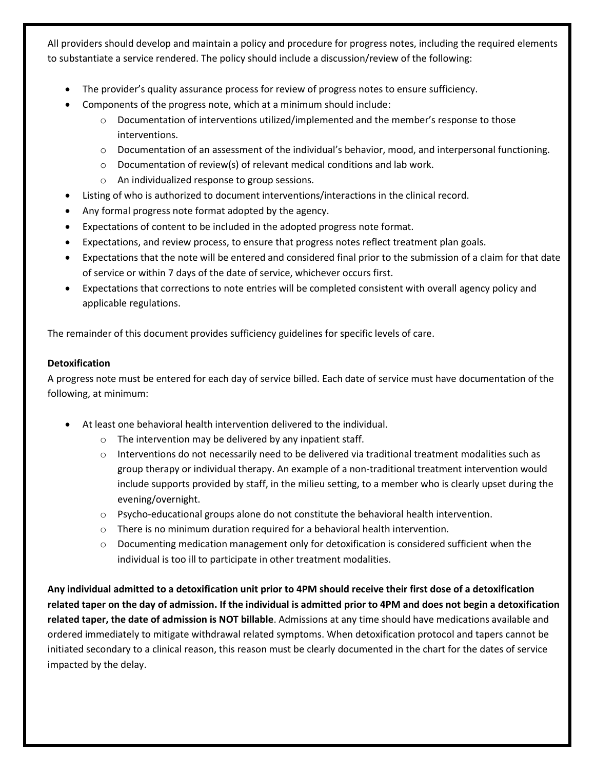All providers should develop and maintain a policy and procedure for progress notes, including the required elements to substantiate a service rendered. The policy should include a discussion/review of the following:

- The provider's quality assurance process for review of progress notes to ensure sufficiency.
- Components of the progress note, which at a minimum should include:
  - Documentation of interventions utilized/implemented and the member's response to those interventions.
  - Documentation of an assessment of the individual's behavior, mood, and interpersonal functioning.
  - Documentation of review(s) of relevant medical conditions and lab work.
  - An individualized response to group sessions.
- Listing of who is authorized to document interventions/interactions in the clinical record.
- Any formal progress note format adopted by the agency.
- Expectations of content to be included in the adopted progress note format.
- Expectations, and review process, to ensure that progress notes reflect treatment plan goals.
- Expectations that the note will be entered and considered final prior to the submission of a claim for that date of service or within 7 days of the date of service, whichever occurs first.
- Expectations that corrections to note entries will be completed consistent with overall agency policy and applicable regulations.

The remainder of this document provides sufficiency guidelines for specific levels of care.

**Detoxification**

A progress note must be entered for each day of service billed. Each date of service must have documentation of the following, at minimum:

- At least one behavioral health intervention delivered to the individual.
  - The intervention may be delivered by any inpatient staff.
  - Interventions do not necessarily need to be delivered via traditional treatment modalities such as group therapy or individual therapy. An example of a non-traditional treatment intervention would include supports provided by staff, in the milieu setting, to a member who is clearly upset during the evening/overnight.
  - Psycho-educational groups alone do not constitute the behavioral health intervention.
  - There is no minimum duration required for a behavioral health intervention.
  - Documenting medication management only for detoxification is considered sufficient when the individual is too ill to participate in other treatment modalities.

**Any individual admitted to a detoxification unit prior to 4PM should receive their first dose of a detoxification related taper on the day of admission. If the individual is admitted prior to 4PM and does not begin a detoxification related taper, the date of admission is NOT billable**. Admissions at any time should have medications available and ordered immediately to mitigate withdrawal related symptoms. When detoxification protocol and tapers cannot be initiated secondary to a clinical reason, this reason must be clearly documented in the chart for the dates of service impacted by the delay.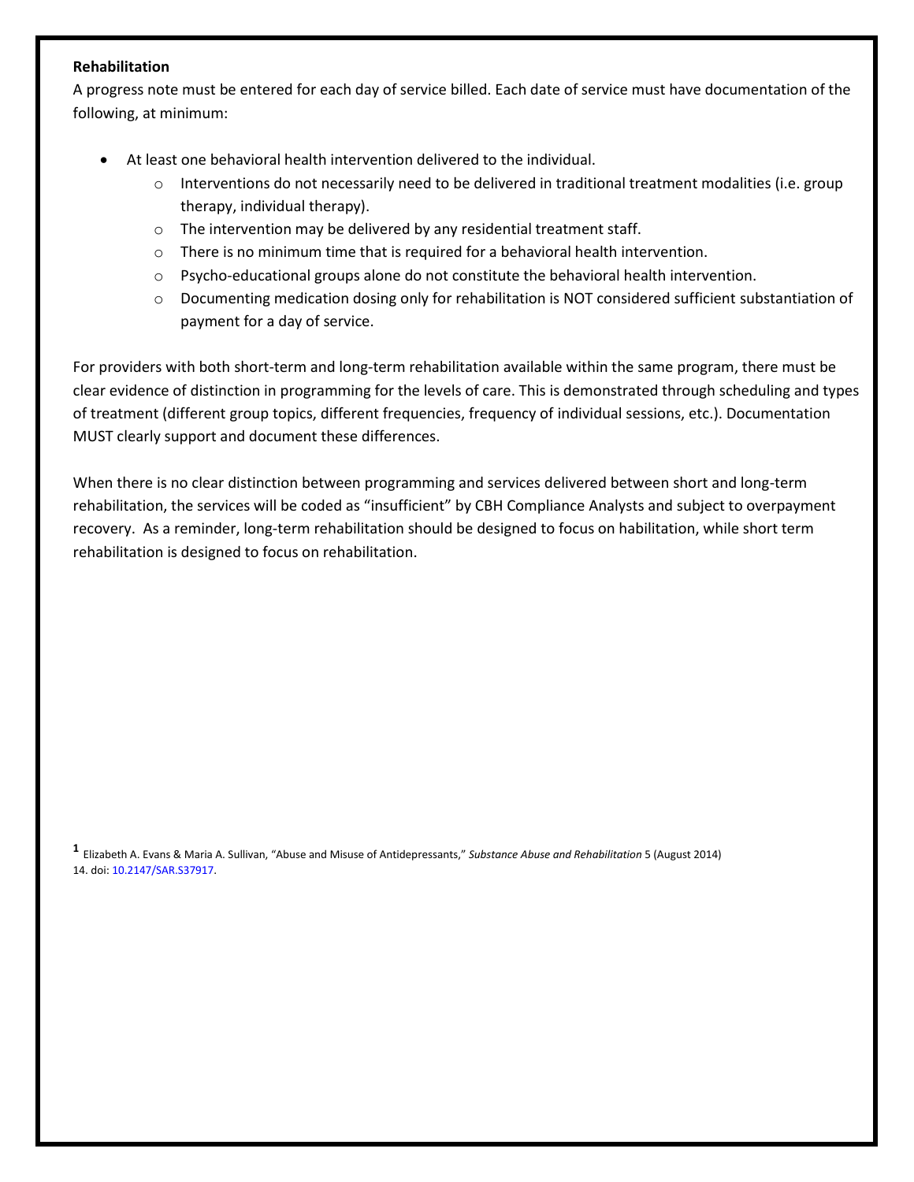**Rehabilitation**

A progress note must be entered for each day of service billed. Each date of service must have documentation of the following, at minimum:

- At least one behavioral health intervention delivered to the individual.
    - Interventions do not necessarily need to be delivered in traditional treatment modalities (i.e. group therapy, individual therapy).
    - The intervention may be delivered by any residential treatment staff.
    - There is no minimum time that is required for a behavioral health intervention.
    - Psycho-educational groups alone do not constitute the behavioral health intervention.
    - Documenting medication dosing only for rehabilitation is NOT considered sufficient substantiation of payment for a day of service.

For providers with both short-term and long-term rehabilitation available within the same program, there must be clear evidence of distinction in programming for the levels of care. This is demonstrated through scheduling and types of treatment (different group topics, different frequencies, frequency of individual sessions, etc.). Documentation MUST clearly support and document these differences.

When there is no clear distinction between programming and services delivered between short and long-term rehabilitation, the services will be coded as "insufficient" by CBH Compliance Analysts and subject to overpayment recovery. As a reminder, long-term rehabilitation should be designed to focus on habilitation, while short term rehabilitation is designed to focus on rehabilitation.

[1] Elizabeth A. Evans & Maria A. Sullivan, "Abuse and Misuse of Antidepressants," *Substance Abuse and Rehabilitation* 5 (August 2014) 14. doi: 10.2147/SAR.S37917.